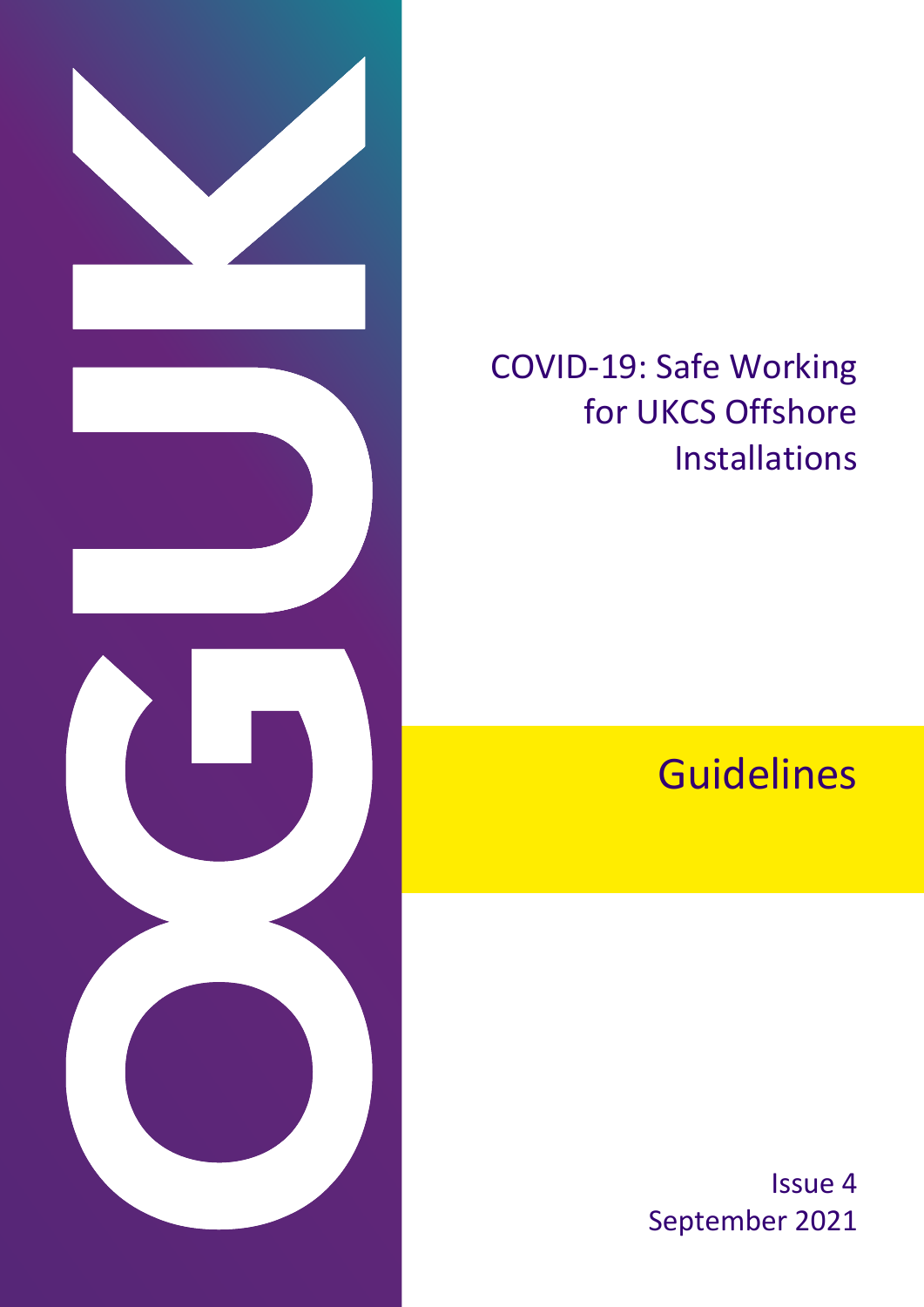OGUK

# COVID-19: Safe Working for UKCS Offshore Installations

## Guidelines

Issue 4
September 2021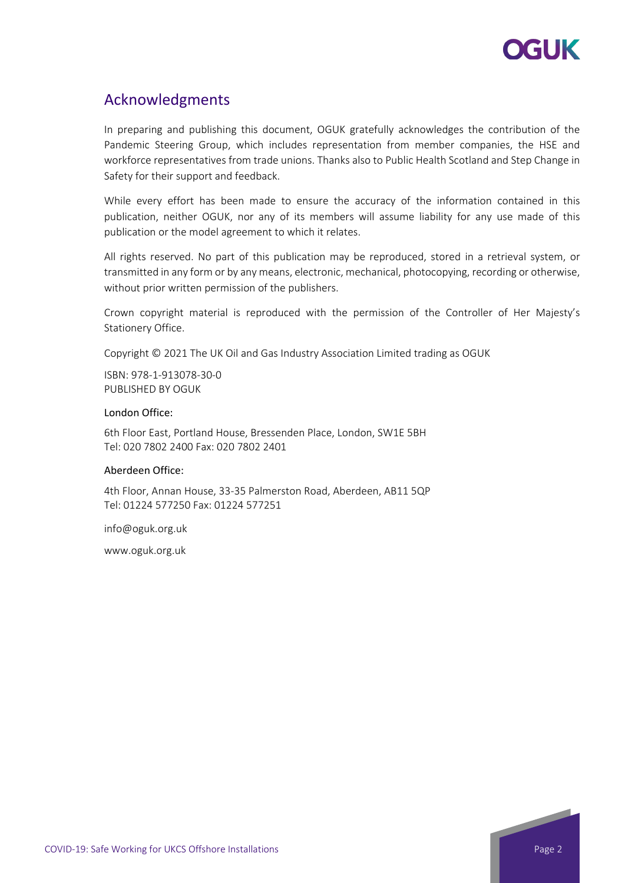## Acknowledgments

In preparing and publishing this document, OGUK gratefully acknowledges the contribution of the Pandemic Steering Group, which includes representation from member companies, the HSE and workforce representatives from trade unions. Thanks also to Public Health Scotland and Step Change in Safety for their support and feedback.

While every effort has been made to ensure the accuracy of the information contained in this publication, neither OGUK, nor any of its members will assume liability for any use made of this publication or the model agreement to which it relates.

All rights reserved. No part of this publication may be reproduced, stored in a retrieval system, or transmitted in any form or by any means, electronic, mechanical, photocopying, recording or otherwise, without prior written permission of the publishers.

Crown copyright material is reproduced with the permission of the Controller of Her Majesty's Stationery Office.

Copyright © 2021 The UK Oil and Gas Industry Association Limited trading as OGUK

ISBN: 978-1-913078-30-0
PUBLISHED BY OGUK

London Office:

6th Floor East, Portland House, Bressenden Place, London, SW1E 5BH
Tel: 020 7802 2400 Fax: 020 7802 2401

Aberdeen Office:

4th Floor, Annan House, 33-35 Palmerston Road, Aberdeen, AB11 5QP
Tel: 01224 577250 Fax: 01224 577251

info@oguk.org.uk

www.oguk.org.uk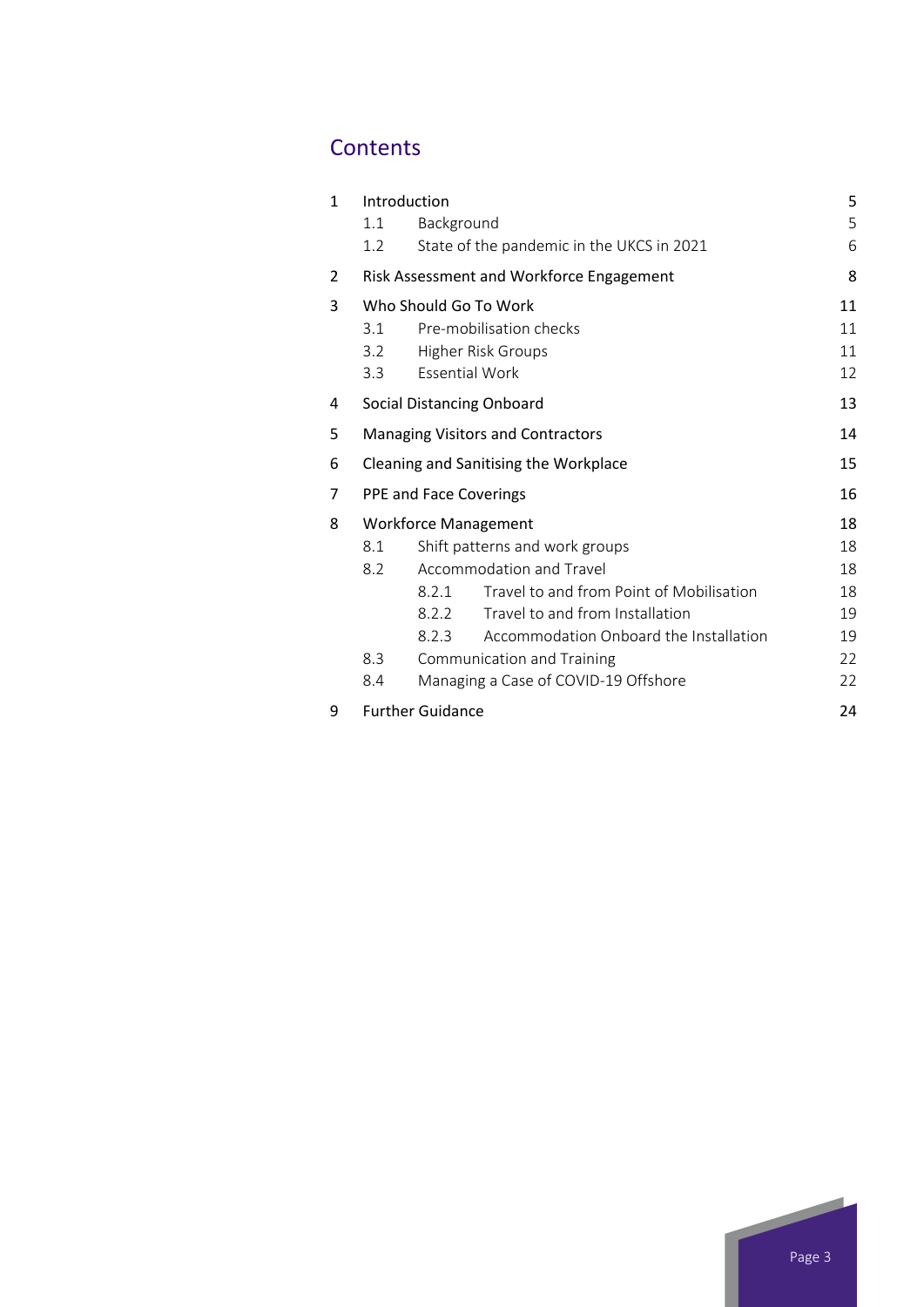## Contents

| | | | |
|---|---|---|---|
| 1 | Introduction | | 5 |
| | 1.1 | Background | 5 |
| | 1.2 | State of the pandemic in the UKCS in 2021 | 6 |
| 2 | Risk Assessment and Workforce Engagement | | 8 |
| 3 | Who Should Go To Work | | 11 |
| | 3.1 | Pre-mobilisation checks | 11 |
| | 3.2 | Higher Risk Groups | 11 |
| | 3.3 | Essential Work | 12 |
| 4 | Social Distancing Onboard | | 13 |
| 5 | Managing Visitors and Contractors | | 14 |
| 6 | Cleaning and Sanitising the Workplace | | 15 |
| 7 | PPE and Face Coverings | | 16 |
| 8 | Workforce Management | | 18 |
| | 8.1 | Shift patterns and work groups | 18 |
| | 8.2 | Accommodation and Travel | 18 |
| | | 8.2.1 Travel to and from Point of Mobilisation | 18 |
| | | 8.2.2 Travel to and from Installation | 19 |
| | | 8.2.3 Accommodation Onboard the Installation | 19 |
| | 8.3 | Communication and Training | 22 |
| | 8.4 | Managing a Case of COVID-19 Offshore | 22 |
| 9 | Further Guidance | | 24 |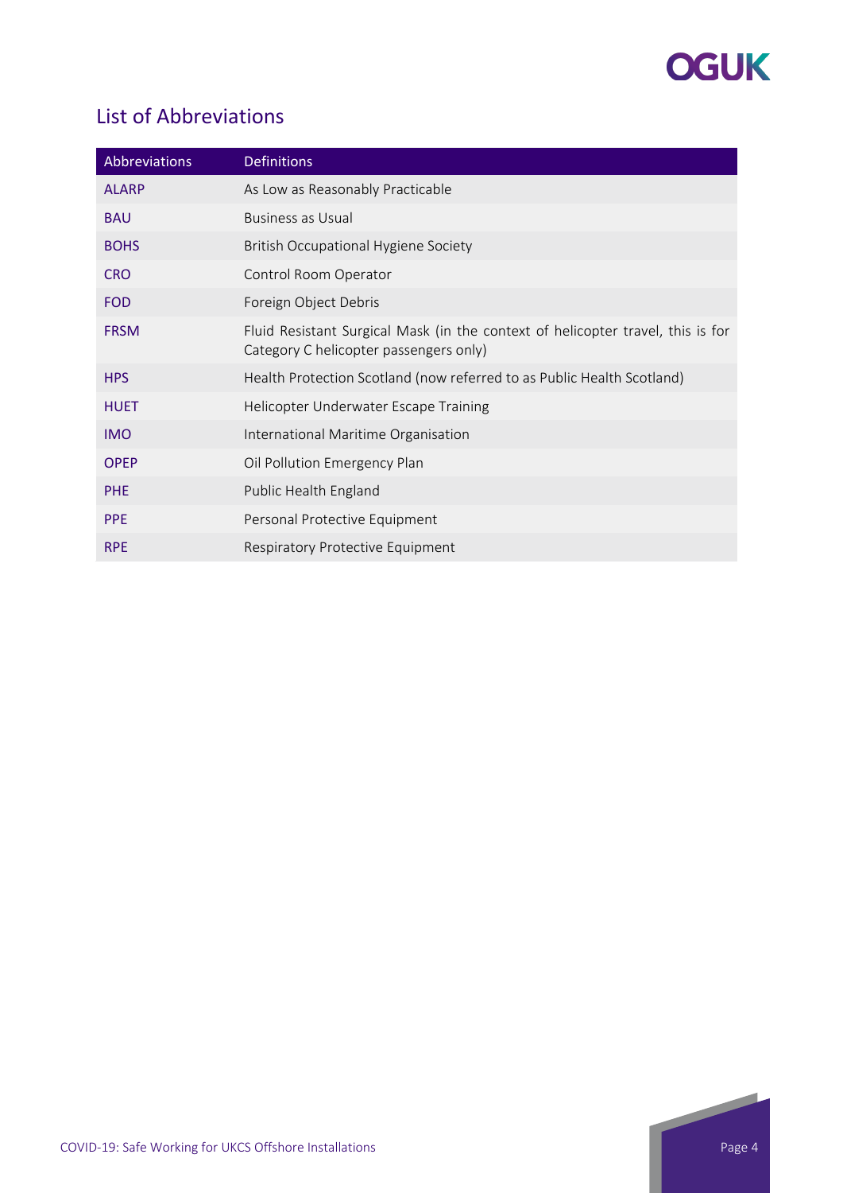## List of Abbreviations

| Abbreviations | Definitions |
|---|---|
| ALARP | As Low as Reasonably Practicable |
| BAU | Business as Usual |
| BOHS | British Occupational Hygiene Society |
| CRO | Control Room Operator |
| FOD | Foreign Object Debris |
| FRSM | Fluid Resistant Surgical Mask (in the context of helicopter travel, this is for Category C helicopter passengers only) |
| HPS | Health Protection Scotland (now referred to as Public Health Scotland) |
| HUET | Helicopter Underwater Escape Training |
| IMO | International Maritime Organisation |
| OPEP | Oil Pollution Emergency Plan |
| PHE | Public Health England |
| PPE | Personal Protective Equipment |
| RPE | Respiratory Protective Equipment |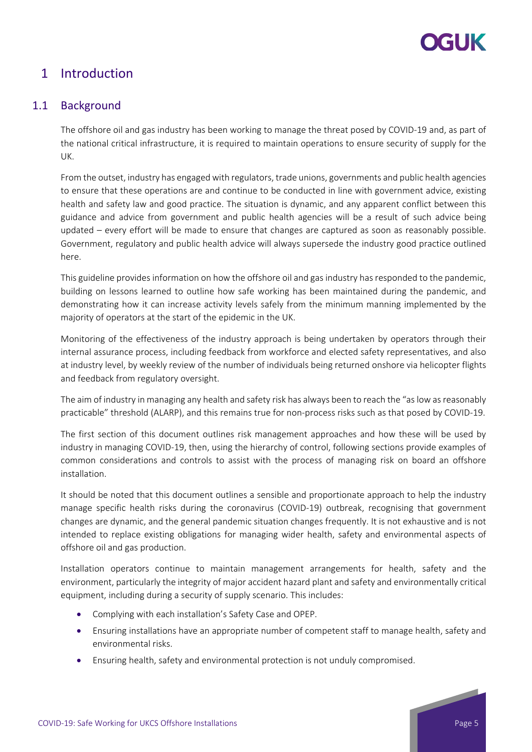# 1 Introduction

## 1.1 Background

The offshore oil and gas industry has been working to manage the threat posed by COVID-19 and, as part of the national critical infrastructure, it is required to maintain operations to ensure security of supply for the UK.

From the outset, industry has engaged with regulators, trade unions, governments and public health agencies to ensure that these operations are and continue to be conducted in line with government advice, existing health and safety law and good practice. The situation is dynamic, and any apparent conflict between this guidance and advice from government and public health agencies will be a result of such advice being updated – every effort will be made to ensure that changes are captured as soon as reasonably possible. Government, regulatory and public health advice will always supersede the industry good practice outlined here.

This guideline provides information on how the offshore oil and gas industry has responded to the pandemic, building on lessons learned to outline how safe working has been maintained during the pandemic, and demonstrating how it can increase activity levels safely from the minimum manning implemented by the majority of operators at the start of the epidemic in the UK.

Monitoring of the effectiveness of the industry approach is being undertaken by operators through their internal assurance process, including feedback from workforce and elected safety representatives, and also at industry level, by weekly review of the number of individuals being returned onshore via helicopter flights and feedback from regulatory oversight.

The aim of industry in managing any health and safety risk has always been to reach the "as low as reasonably practicable" threshold (ALARP), and this remains true for non-process risks such as that posed by COVID-19.

The first section of this document outlines risk management approaches and how these will be used by industry in managing COVID-19, then, using the hierarchy of control, following sections provide examples of common considerations and controls to assist with the process of managing risk on board an offshore installation.

It should be noted that this document outlines a sensible and proportionate approach to help the industry manage specific health risks during the coronavirus (COVID-19) outbreak, recognising that government changes are dynamic, and the general pandemic situation changes frequently. It is not exhaustive and is not intended to replace existing obligations for managing wider health, safety and environmental aspects of offshore oil and gas production.

Installation operators continue to maintain management arrangements for health, safety and the environment, particularly the integrity of major accident hazard plant and safety and environmentally critical equipment, including during a security of supply scenario. This includes:

- Complying with each installation's Safety Case and OPEP.
- Ensuring installations have an appropriate number of competent staff to manage health, safety and environmental risks.
- Ensuring health, safety and environmental protection is not unduly compromised.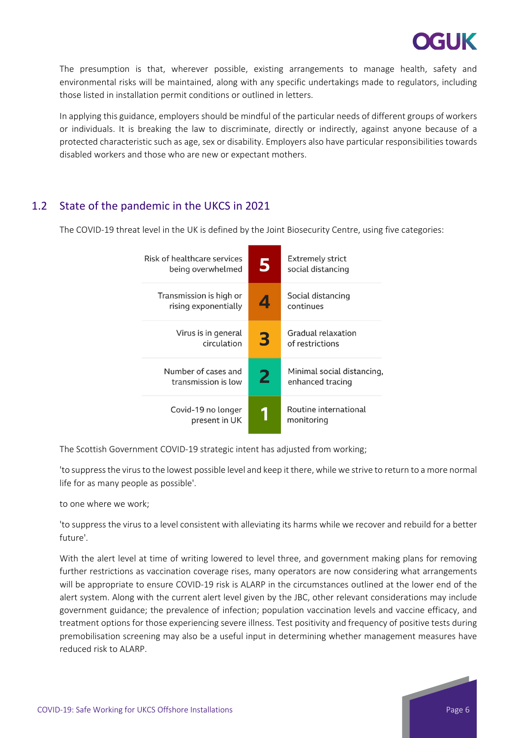The presumption is that, wherever possible, existing arrangements to manage health, safety and environmental risks will be maintained, along with any specific undertakings made to regulators, including those listed in installation permit conditions or outlined in letters.

In applying this guidance, employers should be mindful of the particular needs of different groups of workers or individuals. It is breaking the law to discriminate, directly or indirectly, against anyone because of a protected characteristic such as age, sex or disability. Employers also have particular responsibilities towards disabled workers and those who are new or expectant mothers.

## 1.2 State of the pandemic in the UKCS in 2021

The COVID-19 threat level in the UK is defined by the Joint Biosecurity Centre, using five categories:

| Situation | Level | Response |
| --- | --- | --- |
| Risk of healthcare services being overwhelmed | 5 | Extremely strict social distancing |
| Transmission is high or rising exponentially | 4 | Social distancing continues |
| Virus is in general circulation | 3 | Gradual relaxation of restrictions |
| Number of cases and transmission is low | 2 | Minimal social distancing, enhanced tracing |
| Covid-19 no longer present in UK | 1 | Routine international monitoring |

The Scottish Government COVID-19 strategic intent has adjusted from working;

'to suppress the virus to the lowest possible level and keep it there, while we strive to return to a more normal life for as many people as possible'.

to one where we work;

'to suppress the virus to a level consistent with alleviating its harms while we recover and rebuild for a better future'.

With the alert level at time of writing lowered to level three, and government making plans for removing further restrictions as vaccination coverage rises, many operators are now considering what arrangements will be appropriate to ensure COVID-19 risk is ALARP in the circumstances outlined at the lower end of the alert system. Along with the current alert level given by the JBC, other relevant considerations may include government guidance; the prevalence of infection; population vaccination levels and vaccine efficacy, and treatment options for those experiencing severe illness. Test positivity and frequency of positive tests during premobilisation screening may also be a useful input in determining whether management measures have reduced risk to ALARP.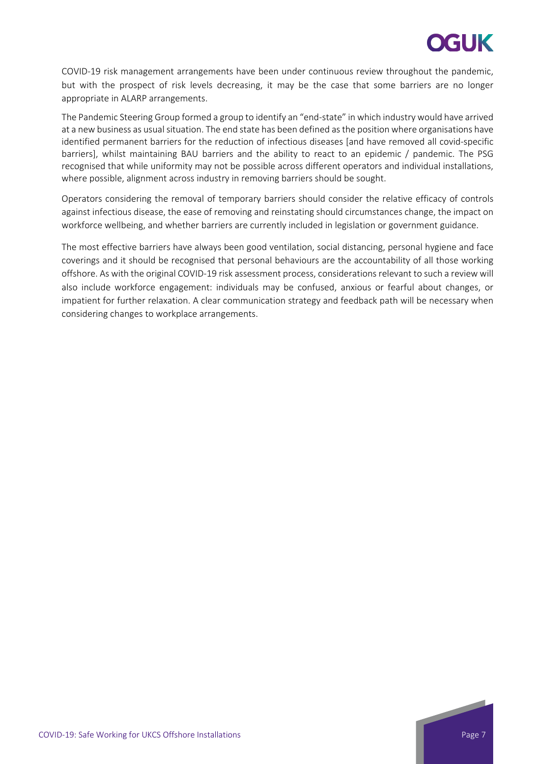COVID-19 risk management arrangements have been under continuous review throughout the pandemic, but with the prospect of risk levels decreasing, it may be the case that some barriers are no longer appropriate in ALARP arrangements.

The Pandemic Steering Group formed a group to identify an "end-state" in which industry would have arrived at a new business as usual situation. The end state has been defined as the position where organisations have identified permanent barriers for the reduction of infectious diseases [and have removed all covid-specific barriers], whilst maintaining BAU barriers and the ability to react to an epidemic / pandemic. The PSG recognised that while uniformity may not be possible across different operators and individual installations, where possible, alignment across industry in removing barriers should be sought.

Operators considering the removal of temporary barriers should consider the relative efficacy of controls against infectious disease, the ease of removing and reinstating should circumstances change, the impact on workforce wellbeing, and whether barriers are currently included in legislation or government guidance.

The most effective barriers have always been good ventilation, social distancing, personal hygiene and face coverings and it should be recognised that personal behaviours are the accountability of all those working offshore. As with the original COVID-19 risk assessment process, considerations relevant to such a review will also include workforce engagement: individuals may be confused, anxious or fearful about changes, or impatient for further relaxation. A clear communication strategy and feedback path will be necessary when considering changes to workplace arrangements.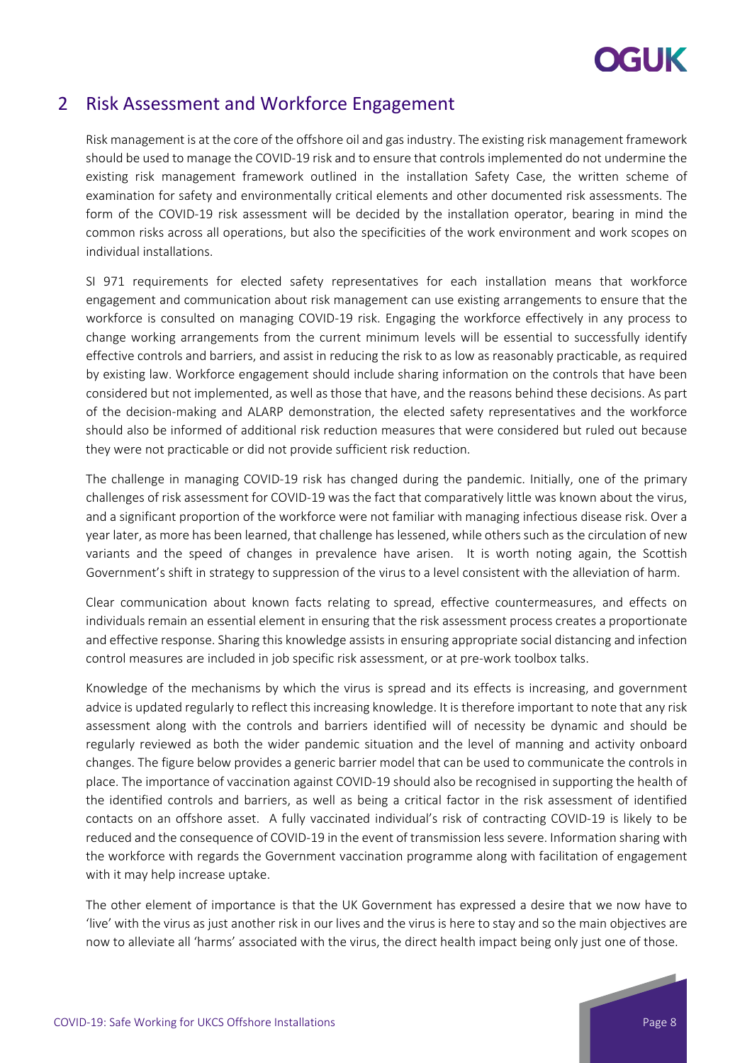## 2 Risk Assessment and Workforce Engagement

Risk management is at the core of the offshore oil and gas industry. The existing risk management framework should be used to manage the COVID-19 risk and to ensure that controls implemented do not undermine the existing risk management framework outlined in the installation Safety Case, the written scheme of examination for safety and environmentally critical elements and other documented risk assessments. The form of the COVID-19 risk assessment will be decided by the installation operator, bearing in mind the common risks across all operations, but also the specificities of the work environment and work scopes on individual installations.

SI 971 requirements for elected safety representatives for each installation means that workforce engagement and communication about risk management can use existing arrangements to ensure that the workforce is consulted on managing COVID-19 risk. Engaging the workforce effectively in any process to change working arrangements from the current minimum levels will be essential to successfully identify effective controls and barriers, and assist in reducing the risk to as low as reasonably practicable, as required by existing law. Workforce engagement should include sharing information on the controls that have been considered but not implemented, as well as those that have, and the reasons behind these decisions. As part of the decision-making and ALARP demonstration, the elected safety representatives and the workforce should also be informed of additional risk reduction measures that were considered but ruled out because they were not practicable or did not provide sufficient risk reduction.

The challenge in managing COVID-19 risk has changed during the pandemic. Initially, one of the primary challenges of risk assessment for COVID-19 was the fact that comparatively little was known about the virus, and a significant proportion of the workforce were not familiar with managing infectious disease risk. Over a year later, as more has been learned, that challenge has lessened, while others such as the circulation of new variants and the speed of changes in prevalence have arisen. It is worth noting again, the Scottish Government's shift in strategy to suppression of the virus to a level consistent with the alleviation of harm.

Clear communication about known facts relating to spread, effective countermeasures, and effects on individuals remain an essential element in ensuring that the risk assessment process creates a proportionate and effective response. Sharing this knowledge assists in ensuring appropriate social distancing and infection control measures are included in job specific risk assessment, or at pre-work toolbox talks.

Knowledge of the mechanisms by which the virus is spread and its effects is increasing, and government advice is updated regularly to reflect this increasing knowledge. It is therefore important to note that any risk assessment along with the controls and barriers identified will of necessity be dynamic and should be regularly reviewed as both the wider pandemic situation and the level of manning and activity onboard changes. The figure below provides a generic barrier model that can be used to communicate the controls in place. The importance of vaccination against COVID-19 should also be recognised in supporting the health of the identified controls and barriers, as well as being a critical factor in the risk assessment of identified contacts on an offshore asset. A fully vaccinated individual's risk of contracting COVID-19 is likely to be reduced and the consequence of COVID-19 in the event of transmission less severe. Information sharing with the workforce with regards the Government vaccination programme along with facilitation of engagement with it may help increase uptake.

The other element of importance is that the UK Government has expressed a desire that we now have to 'live' with the virus as just another risk in our lives and the virus is here to stay and so the main objectives are now to alleviate all 'harms' associated with the virus, the direct health impact being only just one of those.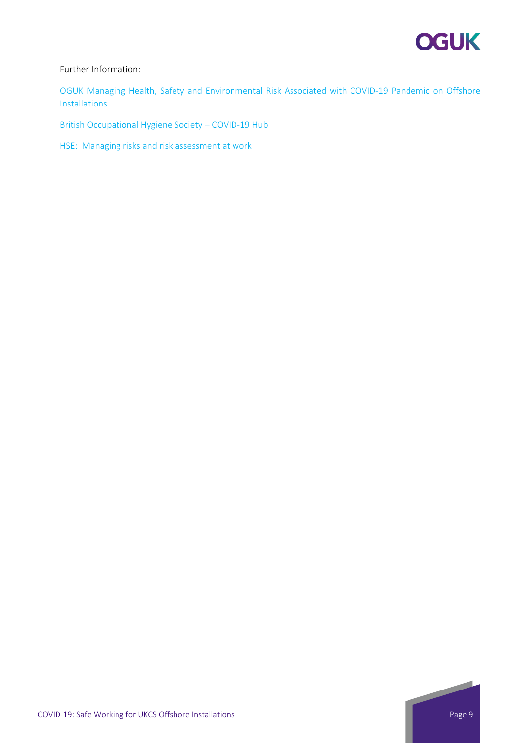Further Information:

OGUK Managing Health, Safety and Environmental Risk Associated with COVID-19 Pandemic on Offshore Installations

British Occupational Hygiene Society – COVID-19 Hub

HSE: Managing risks and risk assessment at work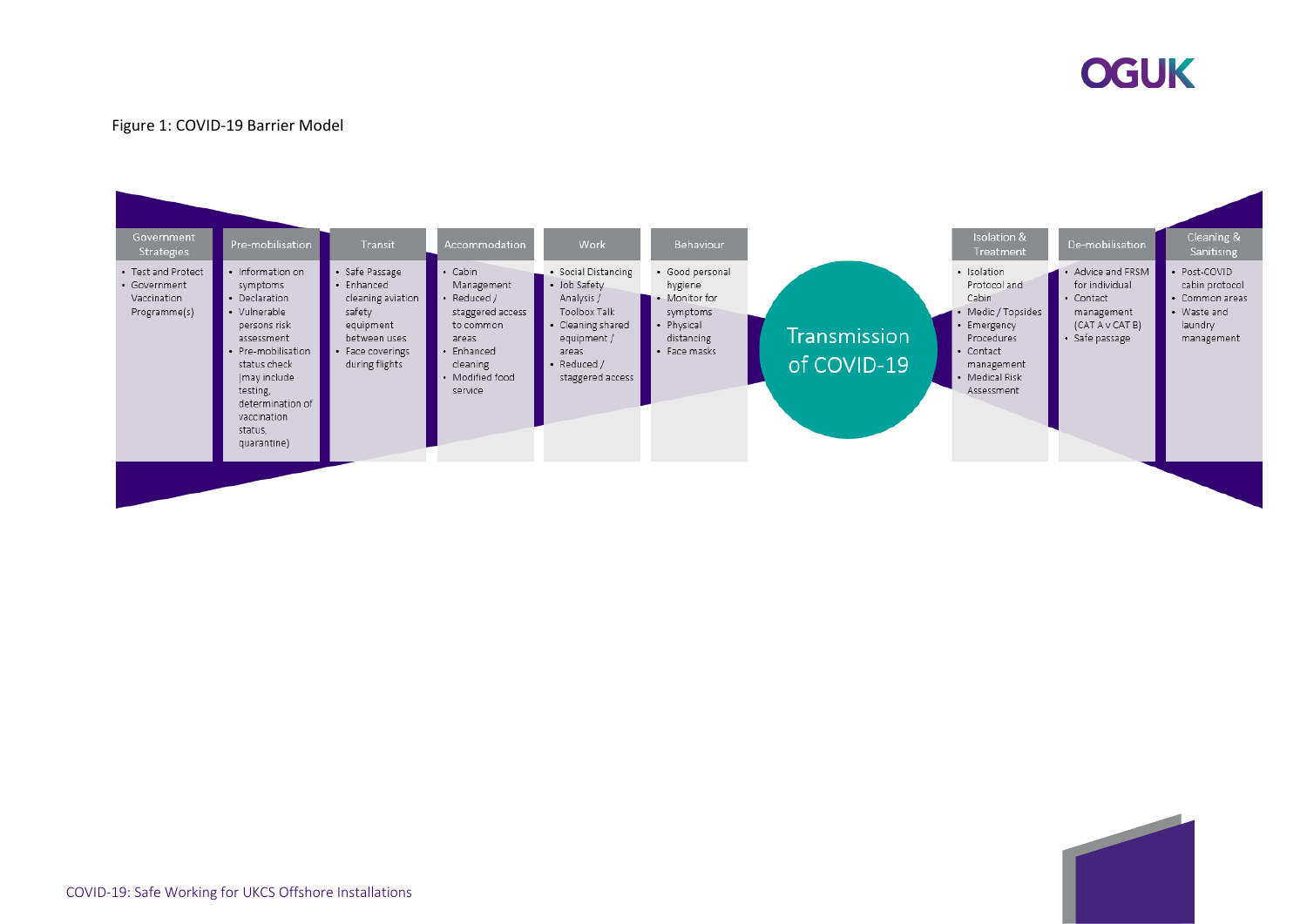Figure 1: COVID-19 Barrier Model

| Government Strategies | Pre-mobilisation | Transit | Accommodation | Work | Behaviour |
|---|---|---|---|---|---|
| • Test and Protect<br>• Government Vaccination Programme(s) | • Information on symptoms<br>• Declaration<br>• Vulnerable persons risk assessment<br>• Pre-mobilisation status check (may include testing, determination of vaccination status, quarantine) | • Safe Passage<br>• Enhanced cleaning aviation safety equipment between uses<br>• Face coverings during flights | • Cabin Management<br>• Reduced / staggered access to common areas<br>• Enhanced cleaning<br>• Modified food service | • Social Distancing<br>• Job Safety Analysis / Toolbox Talk<br>• Cleaning shared equipment / areas<br>• Reduced / staggered access | • Good personal hygiene<br>• Monitor for symptoms<br>• Physical distancing<br>• Face masks |

Transmission of COVID-19

| Isolation & Treatment | De-mobilisation | Cleaning & Sanitising |
|---|---|---|
| • Isolation Protocol and Cabin<br>• Medic / Topsides<br>• Emergency Procedures<br>• Contact management<br>• Medical Risk Assessment | • Advice and FRSM for individual<br>• Contact management (CAT A v CAT B)<br>• Safe passage | • Post-COVID cabin protocol<br>• Common areas<br>• Waste and laundry management |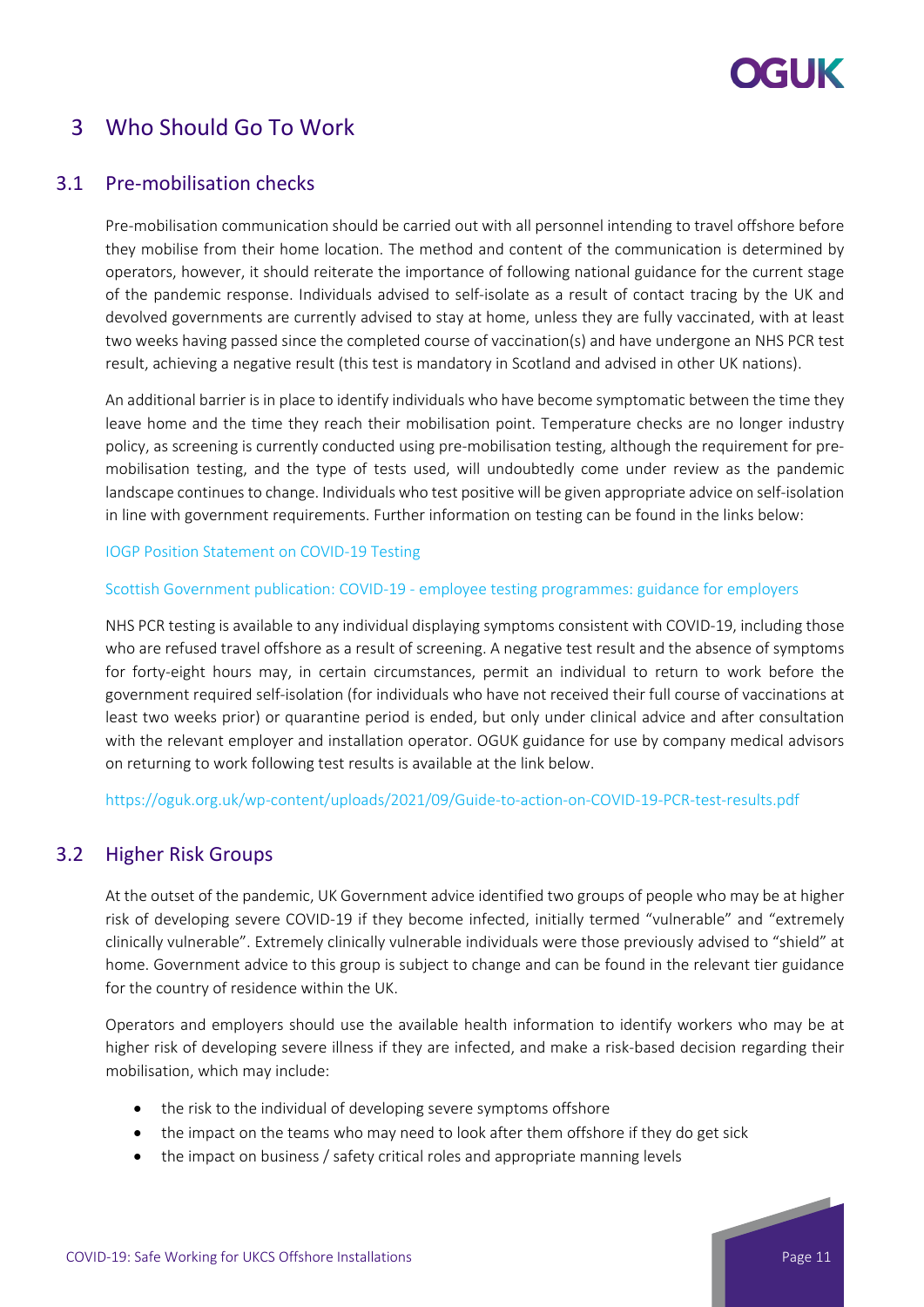# 3 Who Should Go To Work

## 3.1 Pre-mobilisation checks

Pre-mobilisation communication should be carried out with all personnel intending to travel offshore before they mobilise from their home location. The method and content of the communication is determined by operators, however, it should reiterate the importance of following national guidance for the current stage of the pandemic response. Individuals advised to self-isolate as a result of contact tracing by the UK and devolved governments are currently advised to stay at home, unless they are fully vaccinated, with at least two weeks having passed since the completed course of vaccination(s) and have undergone an NHS PCR test result, achieving a negative result (this test is mandatory in Scotland and advised in other UK nations).

An additional barrier is in place to identify individuals who have become symptomatic between the time they leave home and the time they reach their mobilisation point. Temperature checks are no longer industry policy, as screening is currently conducted using pre-mobilisation testing, although the requirement for pre-mobilisation testing, and the type of tests used, will undoubtedly come under review as the pandemic landscape continues to change. Individuals who test positive will be given appropriate advice on self-isolation in line with government requirements. Further information on testing can be found in the links below:

IOGP Position Statement on COVID-19 Testing

Scottish Government publication: COVID-19 - employee testing programmes: guidance for employers

NHS PCR testing is available to any individual displaying symptoms consistent with COVID-19, including those who are refused travel offshore as a result of screening. A negative test result and the absence of symptoms for forty-eight hours may, in certain circumstances, permit an individual to return to work before the government required self-isolation (for individuals who have not received their full course of vaccinations at least two weeks prior) or quarantine period is ended, but only under clinical advice and after consultation with the relevant employer and installation operator. OGUK guidance for use by company medical advisors on returning to work following test results is available at the link below.

https://oguk.org.uk/wp-content/uploads/2021/09/Guide-to-action-on-COVID-19-PCR-test-results.pdf

## 3.2 Higher Risk Groups

At the outset of the pandemic, UK Government advice identified two groups of people who may be at higher risk of developing severe COVID-19 if they become infected, initially termed "vulnerable" and "extremely clinically vulnerable". Extremely clinically vulnerable individuals were those previously advised to "shield" at home. Government advice to this group is subject to change and can be found in the relevant tier guidance for the country of residence within the UK.

Operators and employers should use the available health information to identify workers who may be at higher risk of developing severe illness if they are infected, and make a risk-based decision regarding their mobilisation, which may include:

- the risk to the individual of developing severe symptoms offshore
- the impact on the teams who may need to look after them offshore if they do get sick
- the impact on business / safety critical roles and appropriate manning levels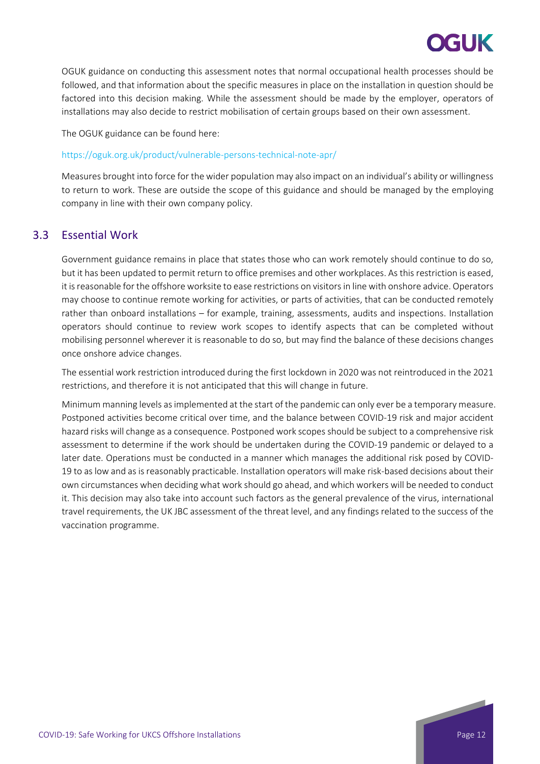OGUK guidance on conducting this assessment notes that normal occupational health processes should be followed, and that information about the specific measures in place on the installation in question should be factored into this decision making. While the assessment should be made by the employer, operators of installations may also decide to restrict mobilisation of certain groups based on their own assessment.

The OGUK guidance can be found here:

https://oguk.org.uk/product/vulnerable-persons-technical-note-apr/

Measures brought into force for the wider population may also impact on an individual's ability or willingness to return to work. These are outside the scope of this guidance and should be managed by the employing company in line with their own company policy.

## 3.3 Essential Work

Government guidance remains in place that states those who can work remotely should continue to do so, but it has been updated to permit return to office premises and other workplaces. As this restriction is eased, it is reasonable for the offshore worksite to ease restrictions on visitors in line with onshore advice. Operators may choose to continue remote working for activities, or parts of activities, that can be conducted remotely rather than onboard installations – for example, training, assessments, audits and inspections. Installation operators should continue to review work scopes to identify aspects that can be completed without mobilising personnel wherever it is reasonable to do so, but may find the balance of these decisions changes once onshore advice changes.

The essential work restriction introduced during the first lockdown in 2020 was not reintroduced in the 2021 restrictions, and therefore it is not anticipated that this will change in future.

Minimum manning levels as implemented at the start of the pandemic can only ever be a temporary measure. Postponed activities become critical over time, and the balance between COVID-19 risk and major accident hazard risks will change as a consequence. Postponed work scopes should be subject to a comprehensive risk assessment to determine if the work should be undertaken during the COVID-19 pandemic or delayed to a later date. Operations must be conducted in a manner which manages the additional risk posed by COVID-19 to as low and as is reasonably practicable. Installation operators will make risk-based decisions about their own circumstances when deciding what work should go ahead, and which workers will be needed to conduct it. This decision may also take into account such factors as the general prevalence of the virus, international travel requirements, the UK JBC assessment of the threat level, and any findings related to the success of the vaccination programme.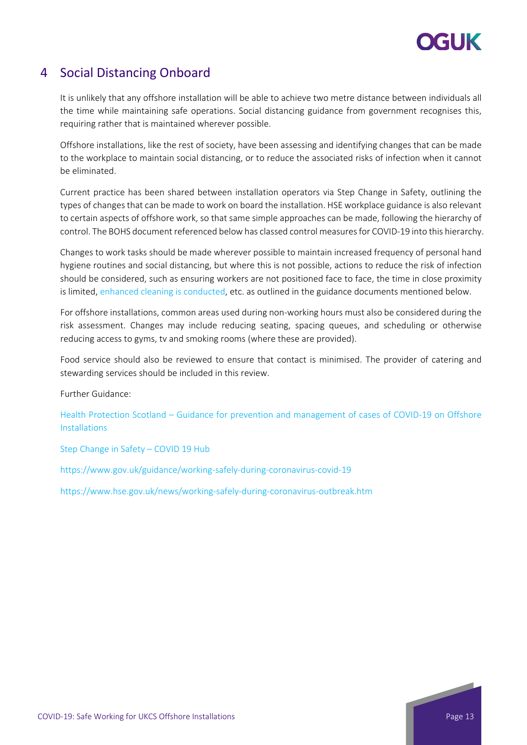# 4 Social Distancing Onboard

It is unlikely that any offshore installation will be able to achieve two metre distance between individuals all the time while maintaining safe operations. Social distancing guidance from government recognises this, requiring rather that is maintained wherever possible.

Offshore installations, like the rest of society, have been assessing and identifying changes that can be made to the workplace to maintain social distancing, or to reduce the associated risks of infection when it cannot be eliminated.

Current practice has been shared between installation operators via Step Change in Safety, outlining the types of changes that can be made to work on board the installation. HSE workplace guidance is also relevant to certain aspects of offshore work, so that same simple approaches can be made, following the hierarchy of control. The BOHS document referenced below has classed control measures for COVID-19 into this hierarchy.

Changes to work tasks should be made wherever possible to maintain increased frequency of personal hand hygiene routines and social distancing, but where this is not possible, actions to reduce the risk of infection should be considered, such as ensuring workers are not positioned face to face, the time in close proximity is limited, enhanced cleaning is conducted, etc. as outlined in the guidance documents mentioned below.

For offshore installations, common areas used during non-working hours must also be considered during the risk assessment. Changes may include reducing seating, spacing queues, and scheduling or otherwise reducing access to gyms, tv and smoking rooms (where these are provided).

Food service should also be reviewed to ensure that contact is minimised. The provider of catering and stewarding services should be included in this review.

Further Guidance:

Health Protection Scotland – Guidance for prevention and management of cases of COVID-19 on Offshore Installations

Step Change in Safety – COVID 19 Hub

https://www.gov.uk/guidance/working-safely-during-coronavirus-covid-19

https://www.hse.gov.uk/news/working-safely-during-coronavirus-outbreak.htm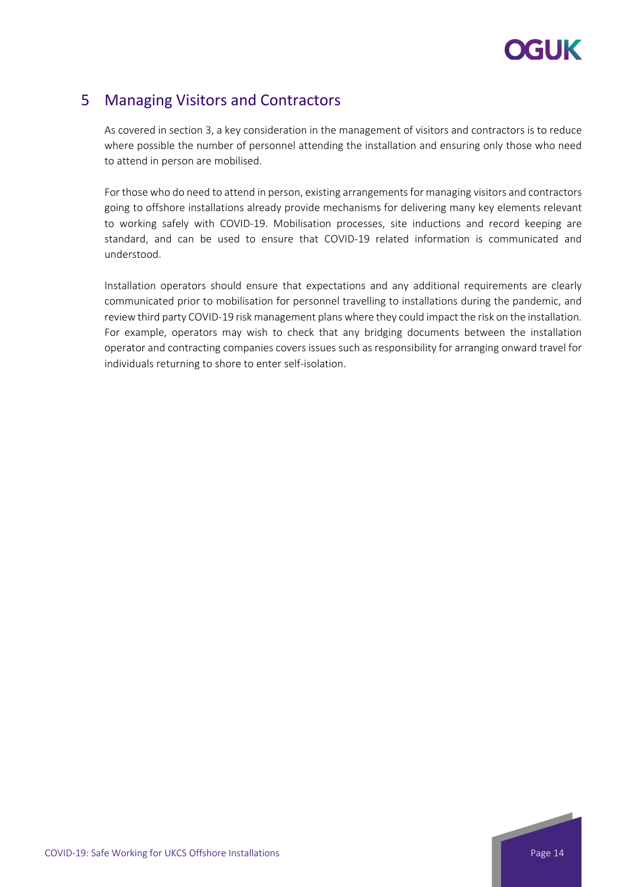# 5 Managing Visitors and Contractors

As covered in section 3, a key consideration in the management of visitors and contractors is to reduce where possible the number of personnel attending the installation and ensuring only those who need to attend in person are mobilised.

For those who do need to attend in person, existing arrangements for managing visitors and contractors going to offshore installations already provide mechanisms for delivering many key elements relevant to working safely with COVID-19. Mobilisation processes, site inductions and record keeping are standard, and can be used to ensure that COVID-19 related information is communicated and understood.

Installation operators should ensure that expectations and any additional requirements are clearly communicated prior to mobilisation for personnel travelling to installations during the pandemic, and review third party COVID-19 risk management plans where they could impact the risk on the installation. For example, operators may wish to check that any bridging documents between the installation operator and contracting companies covers issues such as responsibility for arranging onward travel for individuals returning to shore to enter self-isolation.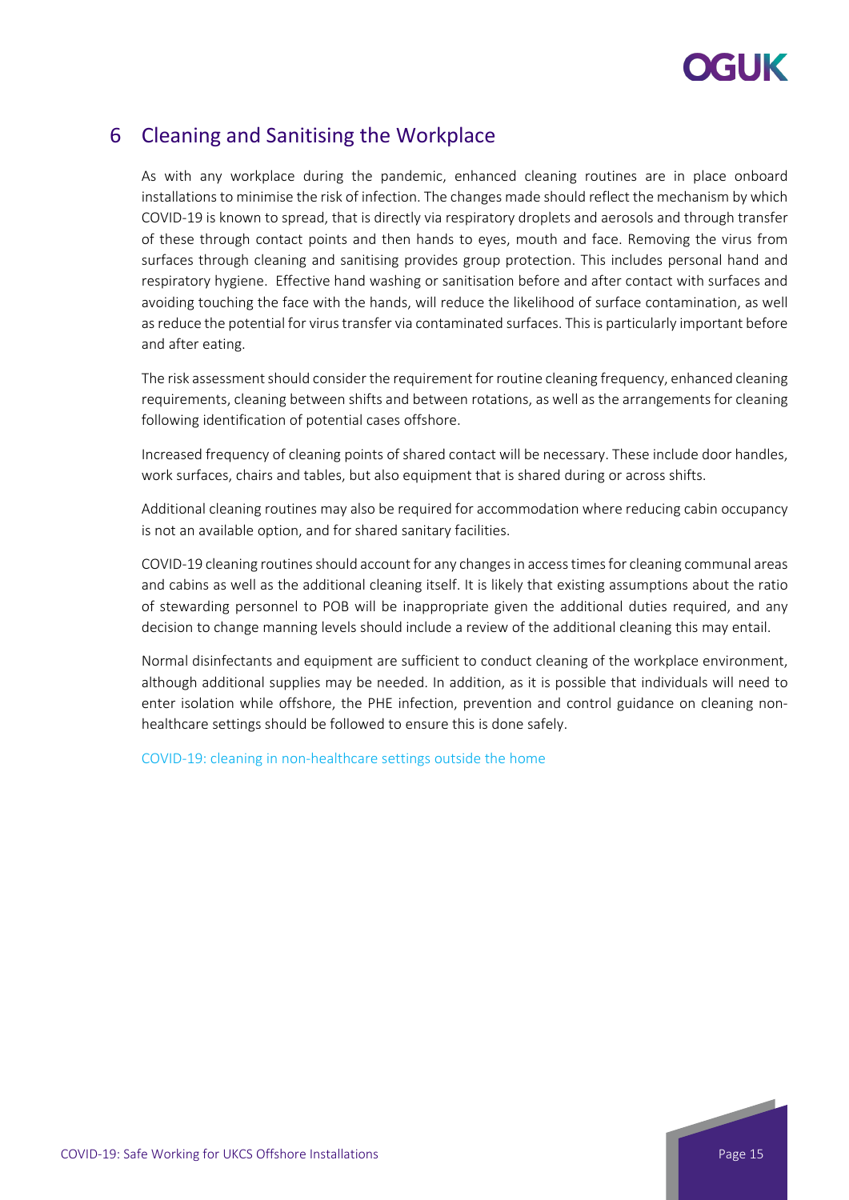## 6 Cleaning and Sanitising the Workplace

As with any workplace during the pandemic, enhanced cleaning routines are in place onboard installations to minimise the risk of infection. The changes made should reflect the mechanism by which COVID-19 is known to spread, that is directly via respiratory droplets and aerosols and through transfer of these through contact points and then hands to eyes, mouth and face. Removing the virus from surfaces through cleaning and sanitising provides group protection. This includes personal hand and respiratory hygiene. Effective hand washing or sanitisation before and after contact with surfaces and avoiding touching the face with the hands, will reduce the likelihood of surface contamination, as well as reduce the potential for virus transfer via contaminated surfaces. This is particularly important before and after eating.

The risk assessment should consider the requirement for routine cleaning frequency, enhanced cleaning requirements, cleaning between shifts and between rotations, as well as the arrangements for cleaning following identification of potential cases offshore.

Increased frequency of cleaning points of shared contact will be necessary. These include door handles, work surfaces, chairs and tables, but also equipment that is shared during or across shifts.

Additional cleaning routines may also be required for accommodation where reducing cabin occupancy is not an available option, and for shared sanitary facilities.

COVID-19 cleaning routines should account for any changes in access times for cleaning communal areas and cabins as well as the additional cleaning itself. It is likely that existing assumptions about the ratio of stewarding personnel to POB will be inappropriate given the additional duties required, and any decision to change manning levels should include a review of the additional cleaning this may entail.

Normal disinfectants and equipment are sufficient to conduct cleaning of the workplace environment, although additional supplies may be needed. In addition, as it is possible that individuals will need to enter isolation while offshore, the PHE infection, prevention and control guidance on cleaning non-healthcare settings should be followed to ensure this is done safely.

COVID-19: cleaning in non-healthcare settings outside the home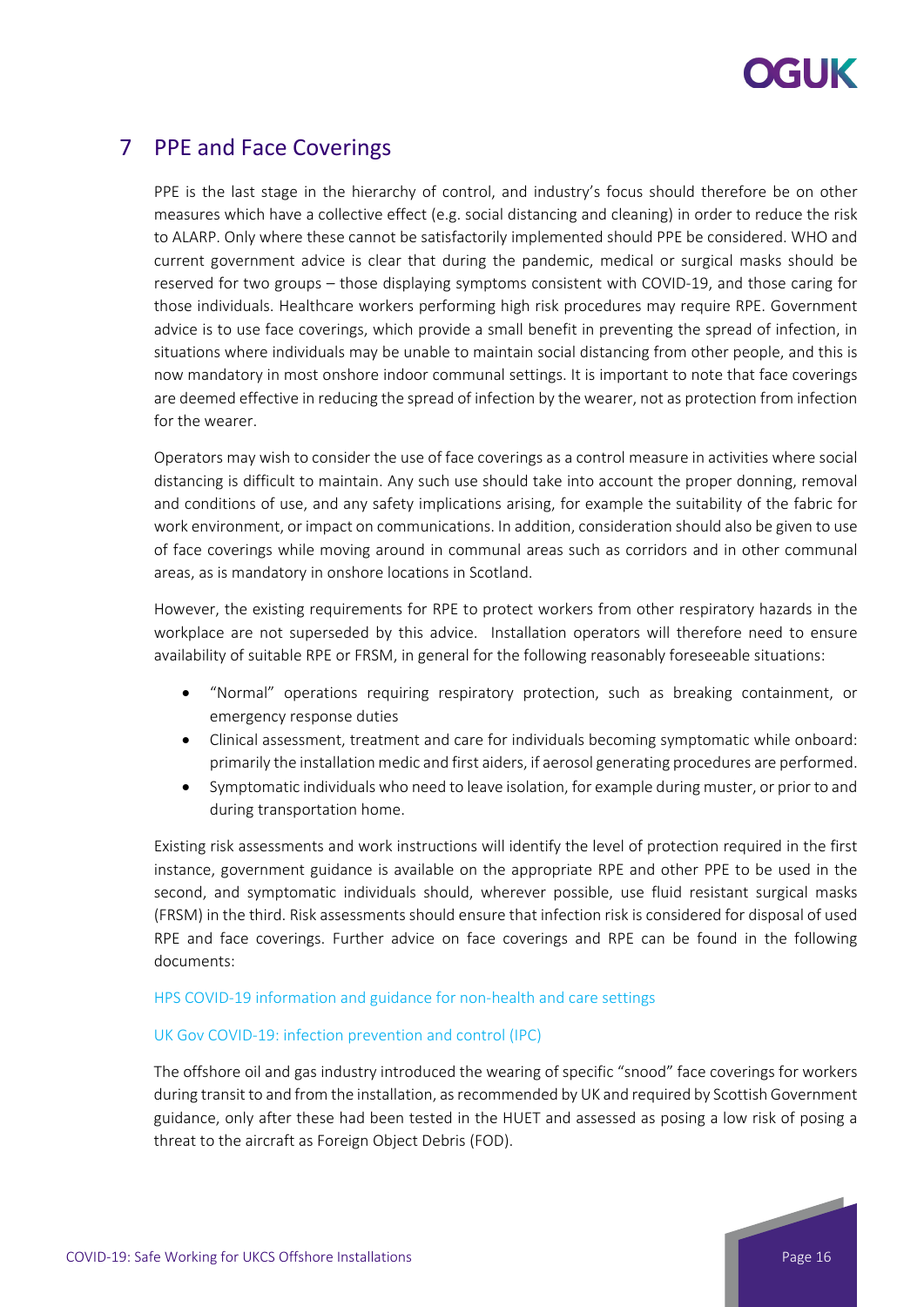# 7 PPE and Face Coverings

PPE is the last stage in the hierarchy of control, and industry's focus should therefore be on other measures which have a collective effect (e.g. social distancing and cleaning) in order to reduce the risk to ALARP. Only where these cannot be satisfactorily implemented should PPE be considered. WHO and current government advice is clear that during the pandemic, medical or surgical masks should be reserved for two groups – those displaying symptoms consistent with COVID-19, and those caring for those individuals. Healthcare workers performing high risk procedures may require RPE. Government advice is to use face coverings, which provide a small benefit in preventing the spread of infection, in situations where individuals may be unable to maintain social distancing from other people, and this is now mandatory in most onshore indoor communal settings. It is important to note that face coverings are deemed effective in reducing the spread of infection by the wearer, not as protection from infection for the wearer.

Operators may wish to consider the use of face coverings as a control measure in activities where social distancing is difficult to maintain. Any such use should take into account the proper donning, removal and conditions of use, and any safety implications arising, for example the suitability of the fabric for work environment, or impact on communications. In addition, consideration should also be given to use of face coverings while moving around in communal areas such as corridors and in other communal areas, as is mandatory in onshore locations in Scotland.

However, the existing requirements for RPE to protect workers from other respiratory hazards in the workplace are not superseded by this advice. Installation operators will therefore need to ensure availability of suitable RPE or FRSM, in general for the following reasonably foreseeable situations:

- "Normal" operations requiring respiratory protection, such as breaking containment, or emergency response duties
- Clinical assessment, treatment and care for individuals becoming symptomatic while onboard: primarily the installation medic and first aiders, if aerosol generating procedures are performed.
- Symptomatic individuals who need to leave isolation, for example during muster, or prior to and during transportation home.

Existing risk assessments and work instructions will identify the level of protection required in the first instance, government guidance is available on the appropriate RPE and other PPE to be used in the second, and symptomatic individuals should, wherever possible, use fluid resistant surgical masks (FRSM) in the third. Risk assessments should ensure that infection risk is considered for disposal of used RPE and face coverings. Further advice on face coverings and RPE can be found in the following documents:

HPS COVID-19 information and guidance for non-health and care settings

UK Gov COVID-19: infection prevention and control (IPC)

The offshore oil and gas industry introduced the wearing of specific "snood" face coverings for workers during transit to and from the installation, as recommended by UK and required by Scottish Government guidance, only after these had been tested in the HUET and assessed as posing a low risk of posing a threat to the aircraft as Foreign Object Debris (FOD).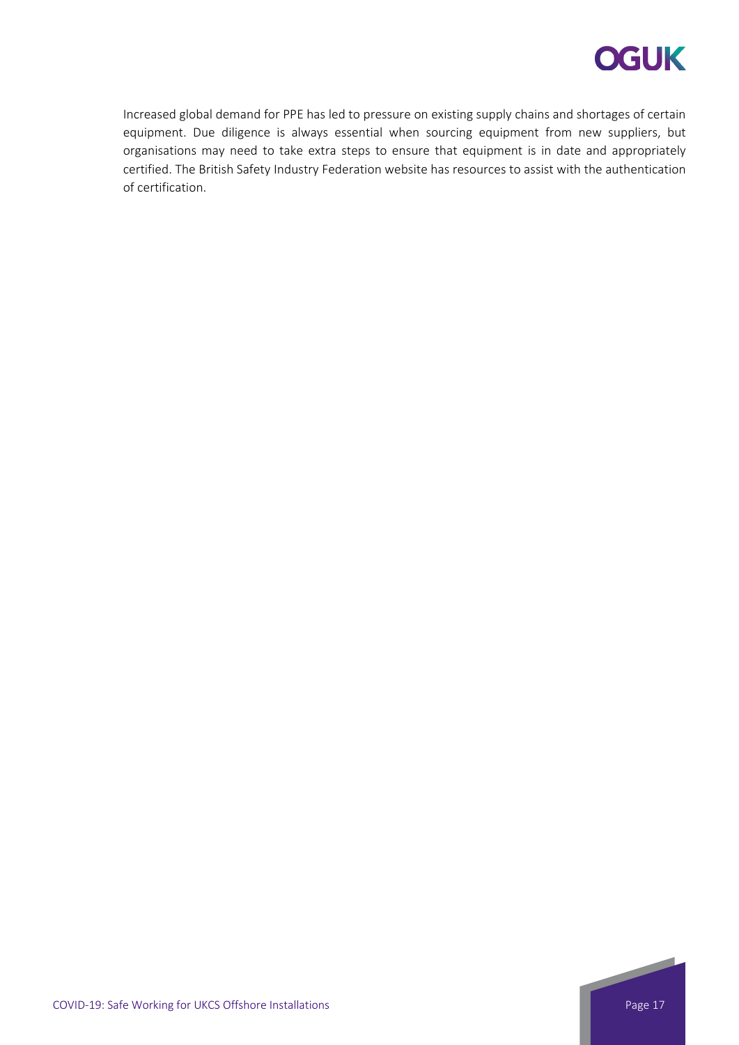Increased global demand for PPE has led to pressure on existing supply chains and shortages of certain equipment. Due diligence is always essential when sourcing equipment from new suppliers, but organisations may need to take extra steps to ensure that equipment is in date and appropriately certified. The British Safety Industry Federation website has resources to assist with the authentication of certification.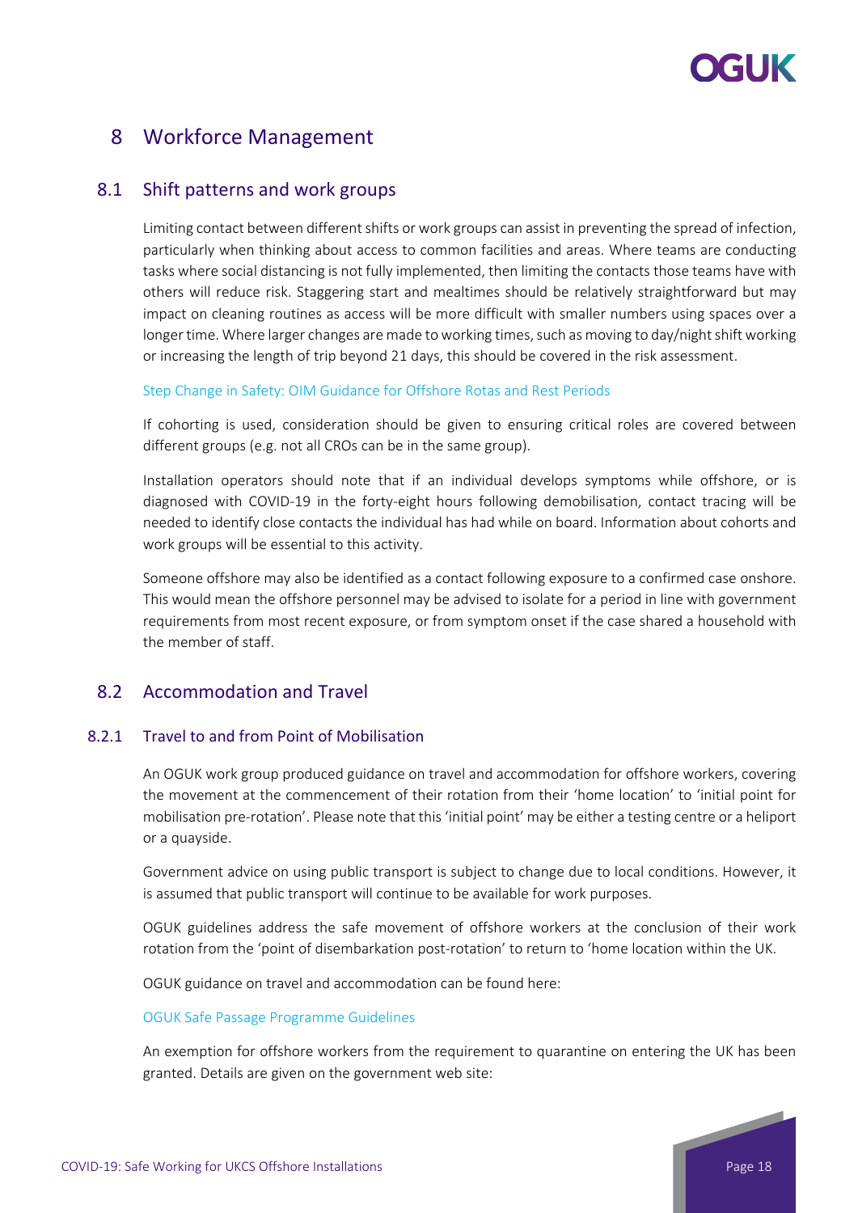# 8 Workforce Management

## 8.1 Shift patterns and work groups

Limiting contact between different shifts or work groups can assist in preventing the spread of infection, particularly when thinking about access to common facilities and areas. Where teams are conducting tasks where social distancing is not fully implemented, then limiting the contacts those teams have with others will reduce risk. Staggering start and mealtimes should be relatively straightforward but may impact on cleaning routines as access will be more difficult with smaller numbers using spaces over a longer time. Where larger changes are made to working times, such as moving to day/night shift working or increasing the length of trip beyond 21 days, this should be covered in the risk assessment.

Step Change in Safety: OIM Guidance for Offshore Rotas and Rest Periods

If cohorting is used, consideration should be given to ensuring critical roles are covered between different groups (e.g. not all CROs can be in the same group).

Installation operators should note that if an individual develops symptoms while offshore, or is diagnosed with COVID-19 in the forty-eight hours following demobilisation, contact tracing will be needed to identify close contacts the individual has had while on board. Information about cohorts and work groups will be essential to this activity.

Someone offshore may also be identified as a contact following exposure to a confirmed case onshore. This would mean the offshore personnel may be advised to isolate for a period in line with government requirements from most recent exposure, or from symptom onset if the case shared a household with the member of staff.

## 8.2 Accommodation and Travel

### 8.2.1 Travel to and from Point of Mobilisation

An OGUK work group produced guidance on travel and accommodation for offshore workers, covering the movement at the commencement of their rotation from their 'home location' to 'initial point for mobilisation pre-rotation'. Please note that this 'initial point' may be either a testing centre or a heliport or a quayside.

Government advice on using public transport is subject to change due to local conditions. However, it is assumed that public transport will continue to be available for work purposes.

OGUK guidelines address the safe movement of offshore workers at the conclusion of their work rotation from the 'point of disembarkation post-rotation' to return to 'home location within the UK.

OGUK guidance on travel and accommodation can be found here:

OGUK Safe Passage Programme Guidelines

An exemption for offshore workers from the requirement to quarantine on entering the UK has been granted. Details are given on the government web site: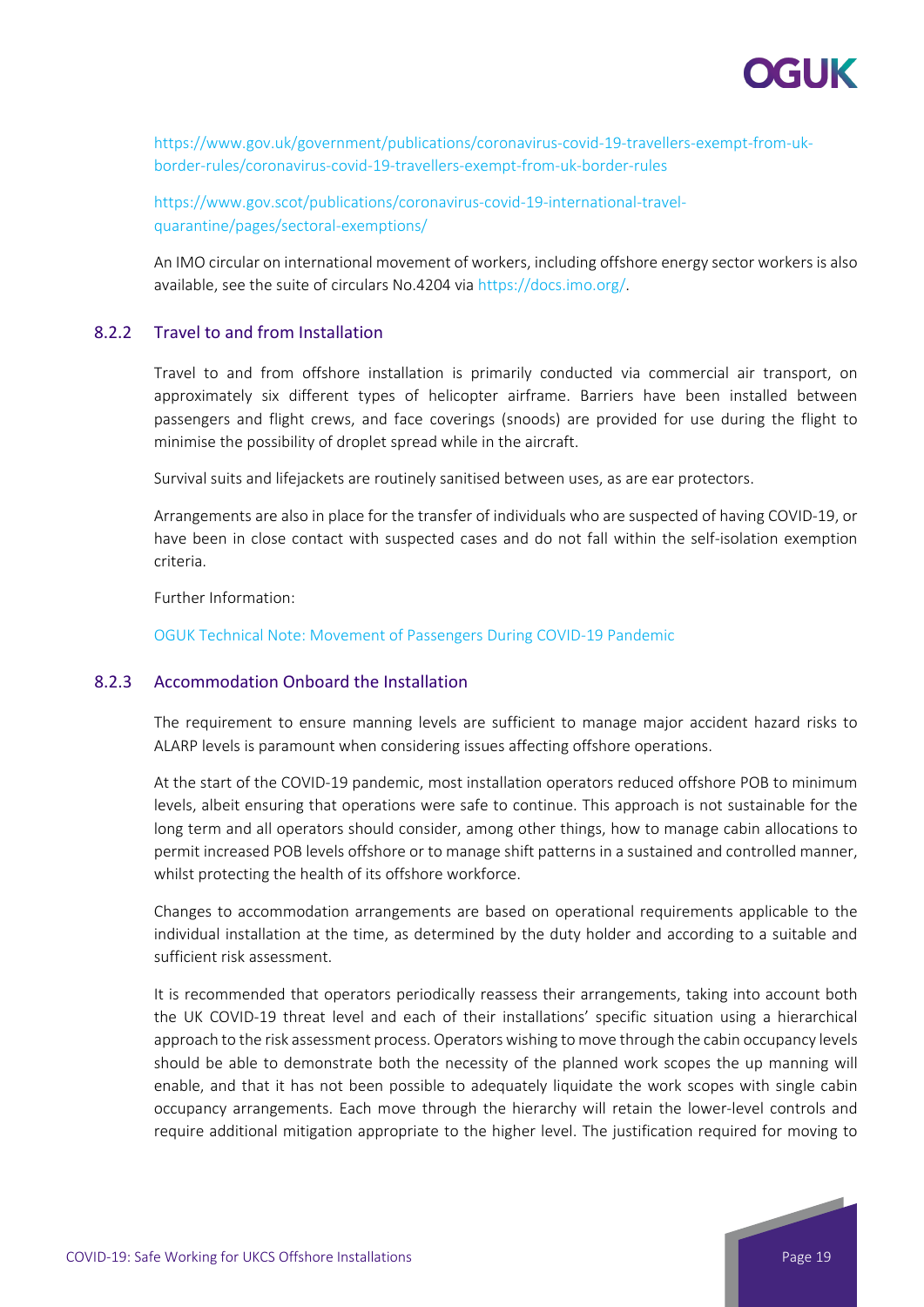https://www.gov.uk/government/publications/coronavirus-covid-19-travellers-exempt-from-uk-border-rules/coronavirus-covid-19-travellers-exempt-from-uk-border-rules

https://www.gov.scot/publications/coronavirus-covid-19-international-travel-quarantine/pages/sectoral-exemptions/

An IMO circular on international movement of workers, including offshore energy sector workers is also available, see the suite of circulars No.4204 via https://docs.imo.org/.

### 8.2.2 Travel to and from Installation

Travel to and from offshore installation is primarily conducted via commercial air transport, on approximately six different types of helicopter airframe. Barriers have been installed between passengers and flight crews, and face coverings (snoods) are provided for use during the flight to minimise the possibility of droplet spread while in the aircraft.

Survival suits and lifejackets are routinely sanitised between uses, as are ear protectors.

Arrangements are also in place for the transfer of individuals who are suspected of having COVID-19, or have been in close contact with suspected cases and do not fall within the self-isolation exemption criteria.

Further Information:

OGUK Technical Note: Movement of Passengers During COVID-19 Pandemic

### 8.2.3 Accommodation Onboard the Installation

The requirement to ensure manning levels are sufficient to manage major accident hazard risks to ALARP levels is paramount when considering issues affecting offshore operations.

At the start of the COVID-19 pandemic, most installation operators reduced offshore POB to minimum levels, albeit ensuring that operations were safe to continue. This approach is not sustainable for the long term and all operators should consider, among other things, how to manage cabin allocations to permit increased POB levels offshore or to manage shift patterns in a sustained and controlled manner, whilst protecting the health of its offshore workforce.

Changes to accommodation arrangements are based on operational requirements applicable to the individual installation at the time, as determined by the duty holder and according to a suitable and sufficient risk assessment.

It is recommended that operators periodically reassess their arrangements, taking into account both the UK COVID-19 threat level and each of their installations' specific situation using a hierarchical approach to the risk assessment process. Operators wishing to move through the cabin occupancy levels should be able to demonstrate both the necessity of the planned work scopes the up manning will enable, and that it has not been possible to adequately liquidate the work scopes with single cabin occupancy arrangements. Each move through the hierarchy will retain the lower-level controls and require additional mitigation appropriate to the higher level. The justification required for moving to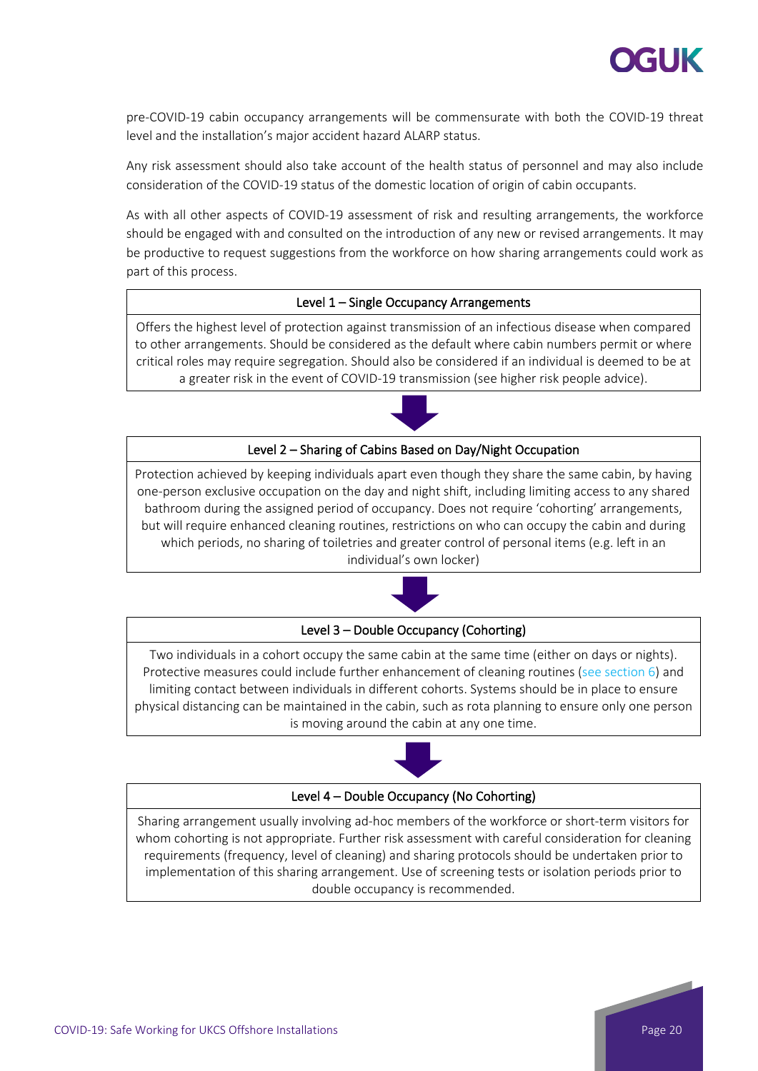pre-COVID-19 cabin occupancy arrangements will be commensurate with both the COVID-19 threat level and the installation's major accident hazard ALARP status.

Any risk assessment should also take account of the health status of personnel and may also include consideration of the COVID-19 status of the domestic location of origin of cabin occupants.

As with all other aspects of COVID-19 assessment of risk and resulting arrangements, the workforce should be engaged with and consulted on the introduction of any new or revised arrangements. It may be productive to request suggestions from the workforce on how sharing arrangements could work as part of this process.

| Level 1 – Single Occupancy Arrangements |
| --- |
| Offers the highest level of protection against transmission of an infectious disease when compared to other arrangements. Should be considered as the default where cabin numbers permit or where critical roles may require segregation. Should also be considered if an individual is deemed to be at a greater risk in the event of COVID-19 transmission (see higher risk people advice). |

↓

| Level 2 – Sharing of Cabins Based on Day/Night Occupation |
| --- |
| Protection achieved by keeping individuals apart even though they share the same cabin, by having one-person exclusive occupation on the day and night shift, including limiting access to any shared bathroom during the assigned period of occupancy. Does not require 'cohorting' arrangements, but will require enhanced cleaning routines, restrictions on who can occupy the cabin and during which periods, no sharing of toiletries and greater control of personal items (e.g. left in an individual's own locker) |

↓

| Level 3 – Double Occupancy (Cohorting) |
| --- |
| Two individuals in a cohort occupy the same cabin at the same time (either on days or nights). Protective measures could include further enhancement of cleaning routines (see section 6) and limiting contact between individuals in different cohorts. Systems should be in place to ensure physical distancing can be maintained in the cabin, such as rota planning to ensure only one person is moving around the cabin at any one time. |

↓

| Level 4 – Double Occupancy (No Cohorting) |
| --- |
| Sharing arrangement usually involving ad-hoc members of the workforce or short-term visitors for whom cohorting is not appropriate. Further risk assessment with careful consideration for cleaning requirements (frequency, level of cleaning) and sharing protocols should be undertaken prior to implementation of this sharing arrangement. Use of screening tests or isolation periods prior to double occupancy is recommended. |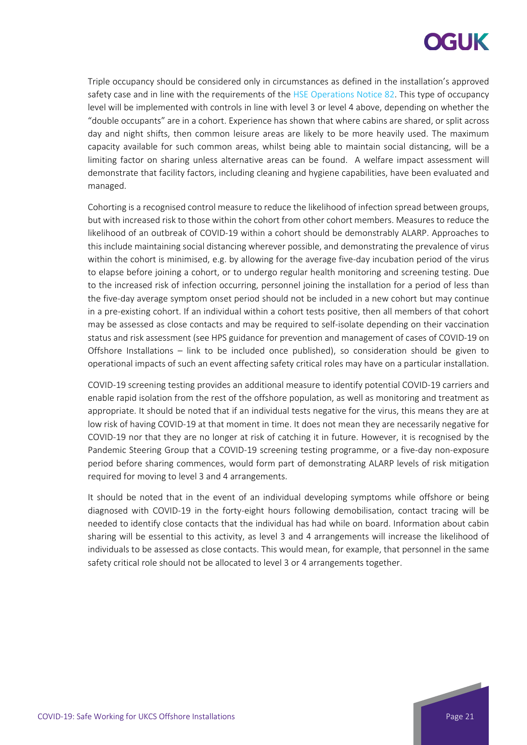Triple occupancy should be considered only in circumstances as defined in the installation's approved safety case and in line with the requirements of the HSE Operations Notice 82. This type of occupancy level will be implemented with controls in line with level 3 or level 4 above, depending on whether the "double occupants" are in a cohort. Experience has shown that where cabins are shared, or split across day and night shifts, then common leisure areas are likely to be more heavily used. The maximum capacity available for such common areas, whilst being able to maintain social distancing, will be a limiting factor on sharing unless alternative areas can be found. A welfare impact assessment will demonstrate that facility factors, including cleaning and hygiene capabilities, have been evaluated and managed.

Cohorting is a recognised control measure to reduce the likelihood of infection spread between groups, but with increased risk to those within the cohort from other cohort members. Measures to reduce the likelihood of an outbreak of COVID-19 within a cohort should be demonstrably ALARP. Approaches to this include maintaining social distancing wherever possible, and demonstrating the prevalence of virus within the cohort is minimised, e.g. by allowing for the average five-day incubation period of the virus to elapse before joining a cohort, or to undergo regular health monitoring and screening testing. Due to the increased risk of infection occurring, personnel joining the installation for a period of less than the five-day average symptom onset period should not be included in a new cohort but may continue in a pre-existing cohort. If an individual within a cohort tests positive, then all members of that cohort may be assessed as close contacts and may be required to self-isolate depending on their vaccination status and risk assessment (see HPS guidance for prevention and management of cases of COVID-19 on Offshore Installations – link to be included once published), so consideration should be given to operational impacts of such an event affecting safety critical roles may have on a particular installation.

COVID-19 screening testing provides an additional measure to identify potential COVID-19 carriers and enable rapid isolation from the rest of the offshore population, as well as monitoring and treatment as appropriate. It should be noted that if an individual tests negative for the virus, this means they are at low risk of having COVID-19 at that moment in time. It does not mean they are necessarily negative for COVID-19 nor that they are no longer at risk of catching it in future. However, it is recognised by the Pandemic Steering Group that a COVID-19 screening testing programme, or a five-day non-exposure period before sharing commences, would form part of demonstrating ALARP levels of risk mitigation required for moving to level 3 and 4 arrangements.

It should be noted that in the event of an individual developing symptoms while offshore or being diagnosed with COVID-19 in the forty-eight hours following demobilisation, contact tracing will be needed to identify close contacts that the individual has had while on board. Information about cabin sharing will be essential to this activity, as level 3 and 4 arrangements will increase the likelihood of individuals to be assessed as close contacts. This would mean, for example, that personnel in the same safety critical role should not be allocated to level 3 or 4 arrangements together.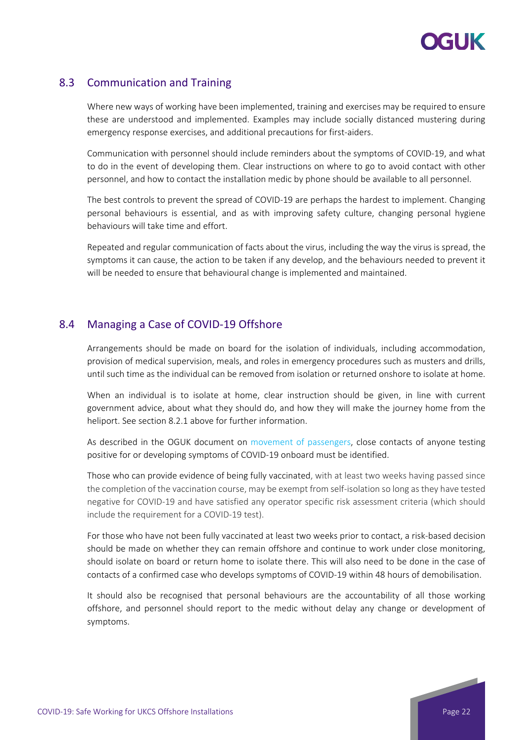## 8.3 Communication and Training

Where new ways of working have been implemented, training and exercises may be required to ensure these are understood and implemented. Examples may include socially distanced mustering during emergency response exercises, and additional precautions for first-aiders.

Communication with personnel should include reminders about the symptoms of COVID-19, and what to do in the event of developing them. Clear instructions on where to go to avoid contact with other personnel, and how to contact the installation medic by phone should be available to all personnel.

The best controls to prevent the spread of COVID-19 are perhaps the hardest to implement. Changing personal behaviours is essential, and as with improving safety culture, changing personal hygiene behaviours will take time and effort.

Repeated and regular communication of facts about the virus, including the way the virus is spread, the symptoms it can cause, the action to be taken if any develop, and the behaviours needed to prevent it will be needed to ensure that behavioural change is implemented and maintained.

## 8.4 Managing a Case of COVID-19 Offshore

Arrangements should be made on board for the isolation of individuals, including accommodation, provision of medical supervision, meals, and roles in emergency procedures such as musters and drills, until such time as the individual can be removed from isolation or returned onshore to isolate at home.

When an individual is to isolate at home, clear instruction should be given, in line with current government advice, about what they should do, and how they will make the journey home from the heliport. See section 8.2.1 above for further information.

As described in the OGUK document on movement of passengers, close contacts of anyone testing positive for or developing symptoms of COVID-19 onboard must be identified.

Those who can provide evidence of being fully vaccinated, with at least two weeks having passed since the completion of the vaccination course, may be exempt from self-isolation so long as they have tested negative for COVID-19 and have satisfied any operator specific risk assessment criteria (which should include the requirement for a COVID-19 test).

For those who have not been fully vaccinated at least two weeks prior to contact, a risk-based decision should be made on whether they can remain offshore and continue to work under close monitoring, should isolate on board or return home to isolate there. This will also need to be done in the case of contacts of a confirmed case who develops symptoms of COVID-19 within 48 hours of demobilisation.

It should also be recognised that personal behaviours are the accountability of all those working offshore, and personnel should report to the medic without delay any change or development of symptoms.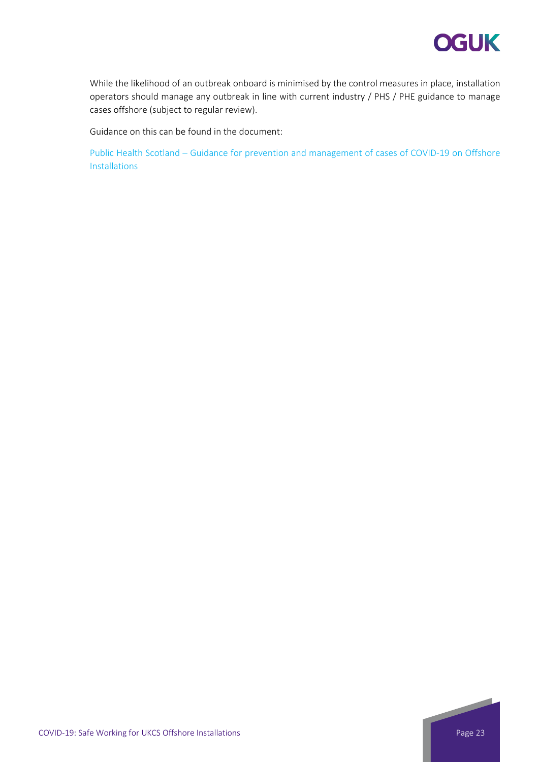While the likelihood of an outbreak onboard is minimised by the control measures in place, installation operators should manage any outbreak in line with current industry / PHS / PHE guidance to manage cases offshore (subject to regular review).

Guidance on this can be found in the document:

Public Health Scotland – Guidance for prevention and management of cases of COVID-19 on Offshore Installations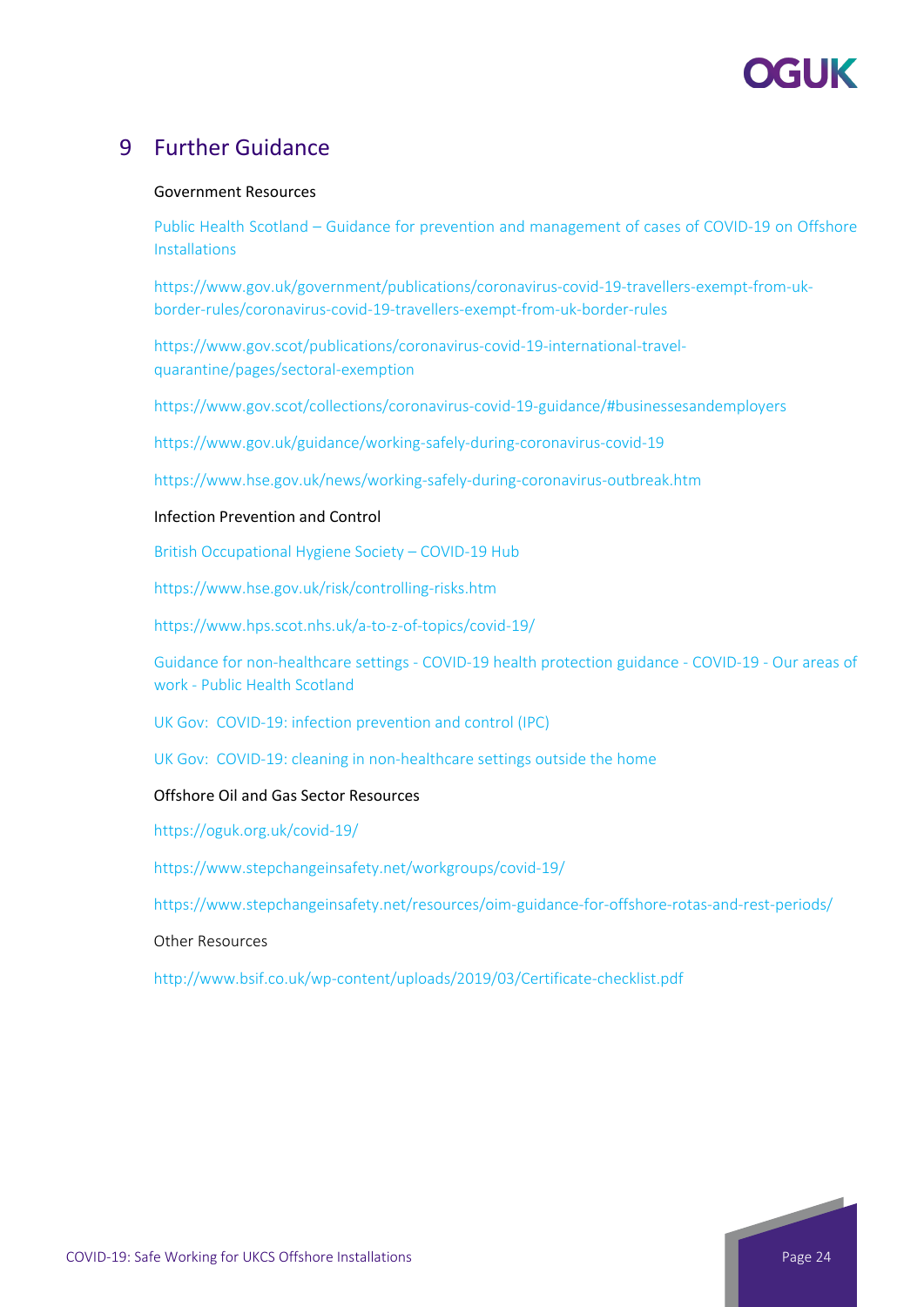# 9 Further Guidance

Government Resources

Public Health Scotland – Guidance for prevention and management of cases of COVID-19 on Offshore Installations

https://www.gov.uk/government/publications/coronavirus-covid-19-travellers-exempt-from-uk-border-rules/coronavirus-covid-19-travellers-exempt-from-uk-border-rules

https://www.gov.scot/publications/coronavirus-covid-19-international-travel-quarantine/pages/sectoral-exemption

https://www.gov.scot/collections/coronavirus-covid-19-guidance/#businessesandemployers

https://www.gov.uk/guidance/working-safely-during-coronavirus-covid-19

https://www.hse.gov.uk/news/working-safely-during-coronavirus-outbreak.htm

Infection Prevention and Control

British Occupational Hygiene Society – COVID-19 Hub

https://www.hse.gov.uk/risk/controlling-risks.htm

https://www.hps.scot.nhs.uk/a-to-z-of-topics/covid-19/

Guidance for non-healthcare settings - COVID-19 health protection guidance - COVID-19 - Our areas of work - Public Health Scotland

UK Gov: COVID-19: infection prevention and control (IPC)

UK Gov: COVID-19: cleaning in non-healthcare settings outside the home

Offshore Oil and Gas Sector Resources

https://oguk.org.uk/covid-19/

https://www.stepchangeinsafety.net/workgroups/covid-19/

https://www.stepchangeinsafety.net/resources/oim-guidance-for-offshore-rotas-and-rest-periods/

Other Resources

http://www.bsif.co.uk/wp-content/uploads/2019/03/Certificate-checklist.pdf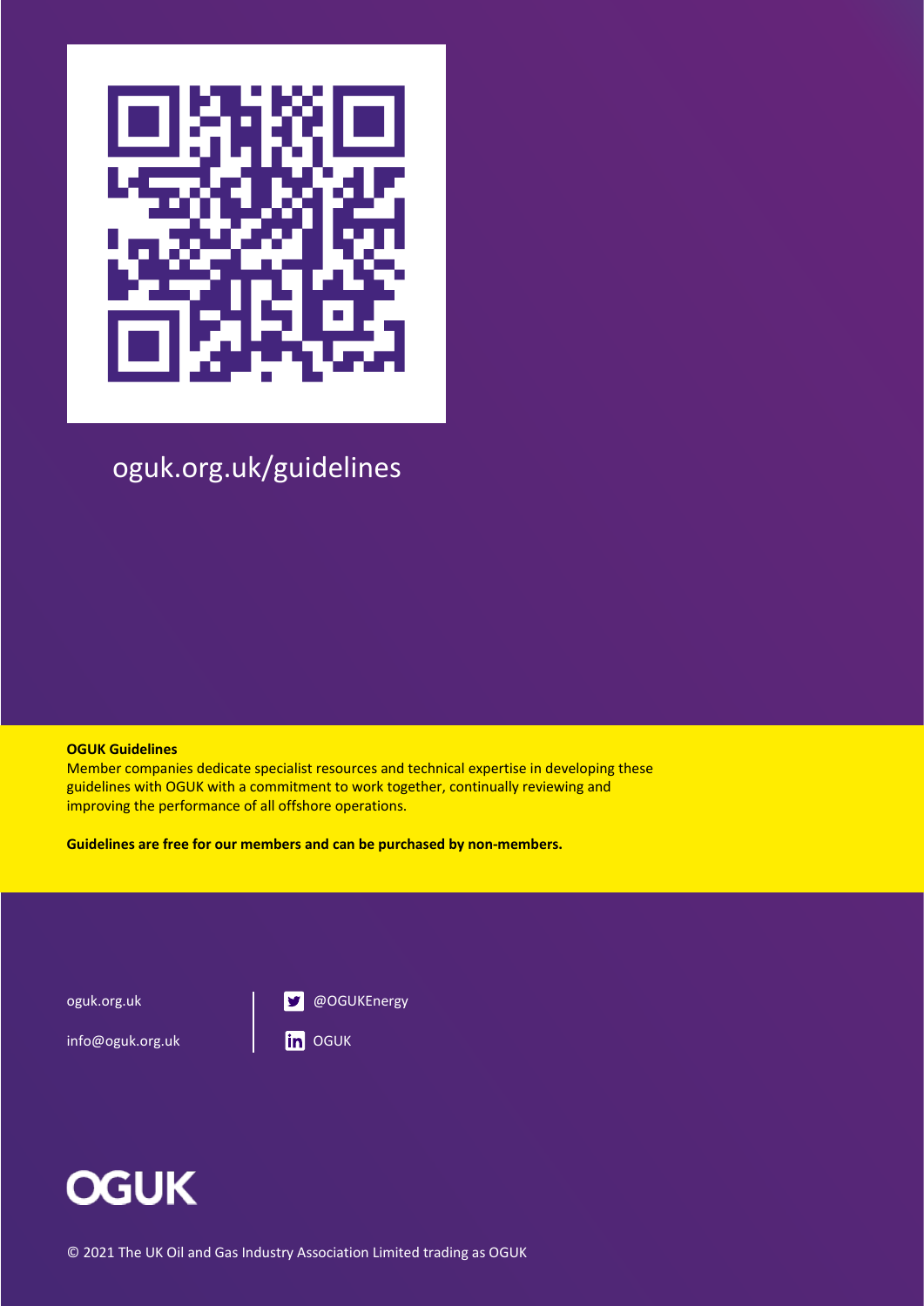oguk.org.uk/guidelines

**OGUK Guidelines**
Member companies dedicate specialist resources and technical expertise in developing these guidelines with OGUK with a commitment to work together, continually reviewing and improving the performance of all offshore operations.

**Guidelines are free for our members and can be purchased by non-members.**

oguk.org.uk

info@oguk.org.uk

@OGUKEnergy

OGUK

OGUK

© 2021 The UK Oil and Gas Industry Association Limited trading as OGUK